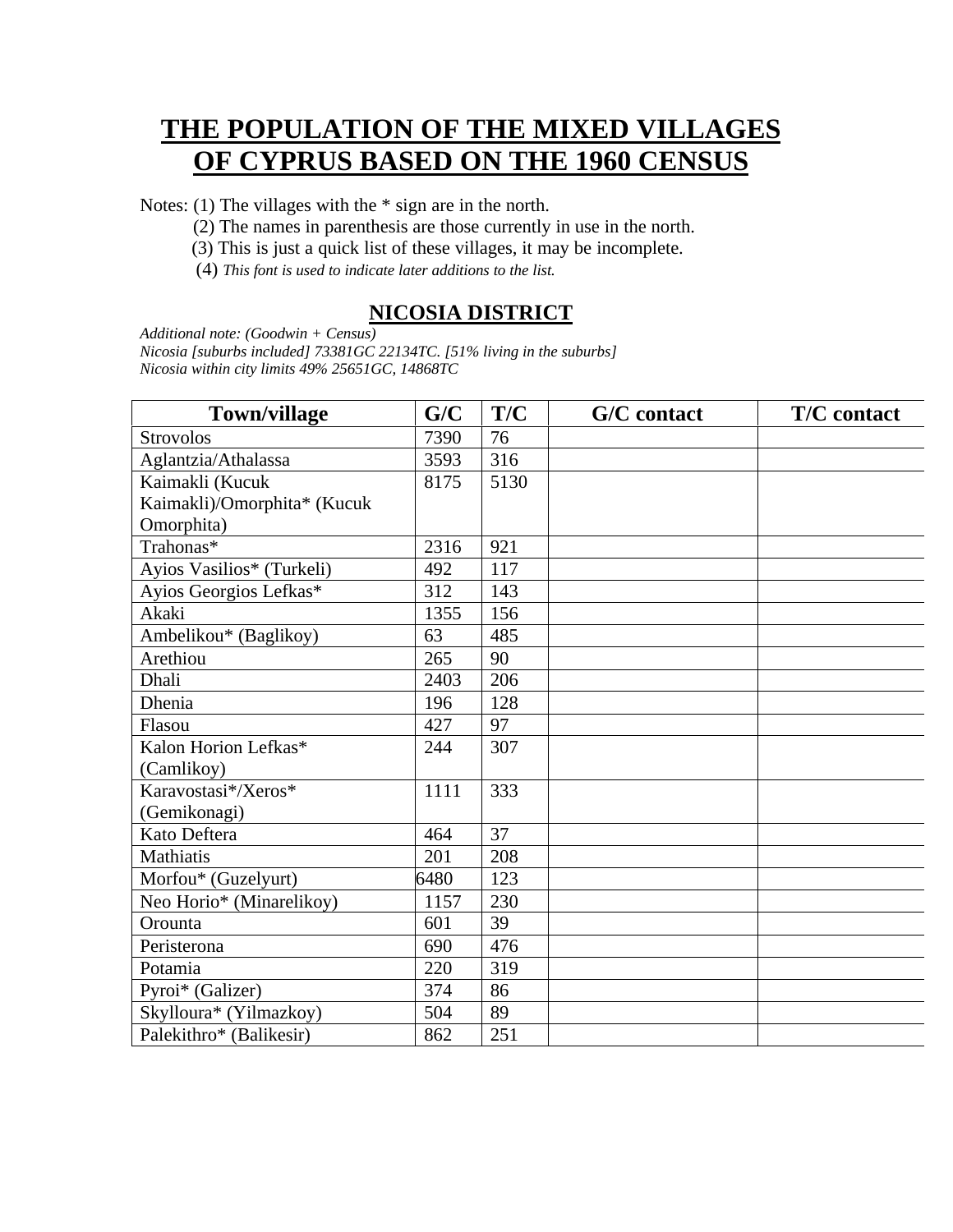# THE POPULATION OF THE MIXED VILLAGES OF CYPRUS BASED ON THE 1960 CENSUS

Notes: (1) The villages with the * sign are in the north.

(2) The names in parenthesis are those currently in use in the north.

(3) This is just a quick list of these villages, it may be incomplete.

(4) *This font is used to indicate later additions to the list.*

## NICOSIA DISTRICT

*Additional note: (Goodwin + Census)*

*Nicosia [suburbs included] 73381GC 22134TC. [51% living in the suburbs]*

*Nicosia within city limits 49% 25651GC, 14868TC*

| Town/village | G/C | T/C | G/C contact | T/C contact |
|---|---|---|---|---|
| Strovolos | 7390 | 76 | | |
| Aglantzia/Athalassa | 3593 | 316 | | |
| Kaimakli (Kucuk Kaimakli)/Omorphita* (Kucuk Omorphita) | 8175 | 5130 | | |
| Trahonas* | 2316 | 921 | | |
| Ayios Vasilios* (Turkeli) | 492 | 117 | | |
| Ayios Georgios Lefkas* | 312 | 143 | | |
| Akaki | 1355 | 156 | | |
| Ambelikou* (Baglikoy) | 63 | 485 | | |
| Arethiou | 265 | 90 | | |
| Dhali | 2403 | 206 | | |
| Dhenia | 196 | 128 | | |
| Flasou | 427 | 97 | | |
| Kalon Horion Lefkas* (Camlikoy) | 244 | 307 | | |
| Karavostasi*/Xeros* (Gemikonagi) | 1111 | 333 | | |
| Kato Deftera | 464 | 37 | | |
| Mathiatis | 201 | 208 | | |
| Morfou* (Guzelyurt) | 6480 | 123 | | |
| Neo Horio* (Minarelikoy) | 1157 | 230 | | |
| Orounta | 601 | 39 | | |
| Peristerona | 690 | 476 | | |
| Potamia | 220 | 319 | | |
| Pyroi* (Galizer) | 374 | 86 | | |
| Skylloura* (Yilmazkoy) | 504 | 89 | | |
| Palekithro* (Balikesir) | 862 | 251 | | |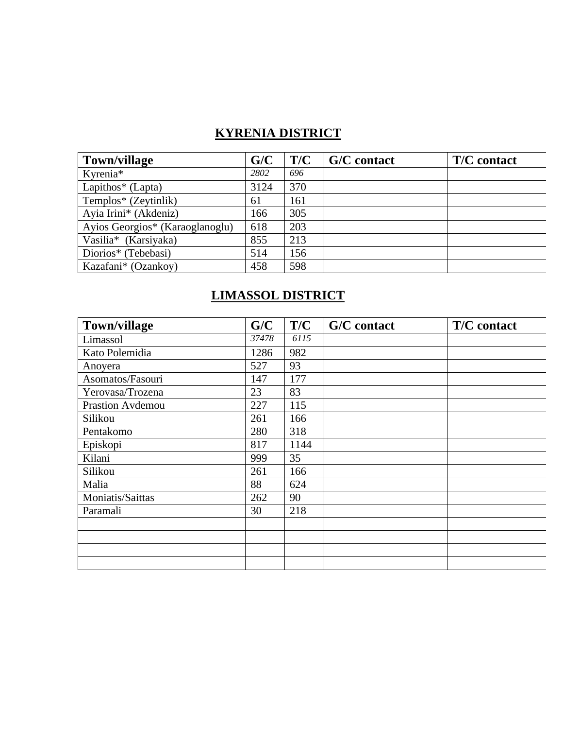## KYRENIA DISTRICT

| Town/village | G/C | T/C | G/C contact | T/C contact |
|---|---|---|---|---|
| Kyrenia* | *2802* | *696* | | |
| Lapithos* (Lapta) | 3124 | 370 | | |
| Templos* (Zeytinlik) | 61 | 161 | | |
| Ayia Irini* (Akdeniz) | 166 | 305 | | |
| Ayios Georgios* (Karaoglanoglu) | 618 | 203 | | |
| Vasilia* (Karsiyaka) | 855 | 213 | | |
| Diorios* (Tebebasi) | 514 | 156 | | |
| Kazafani* (Ozankoy) | 458 | 598 | | |

## LIMASSOL DISTRICT

| Town/village | G/C | T/C | G/C contact | T/C contact |
|---|---|---|---|---|
| Limassol | *37478* | *6115* | | |
| Kato Polemidia | 1286 | 982 | | |
| Anoyera | 527 | 93 | | |
| Asomatos/Fasouri | 147 | 177 | | |
| Yerovasa/Trozena | 23 | 83 | | |
| Prastion Avdemou | 227 | 115 | | |
| Silikou | 261 | 166 | | |
| Pentakomo | 280 | 318 | | |
| Episkopi | 817 | 1144 | | |
| Kilani | 999 | 35 | | |
| Silikou | 261 | 166 | | |
| Malia | 88 | 624 | | |
| Moniatis/Saittas | 262 | 90 | | |
| Paramali | 30 | 218 | | |
| | | | | |
| | | | | |
| | | | | |
| | | | | |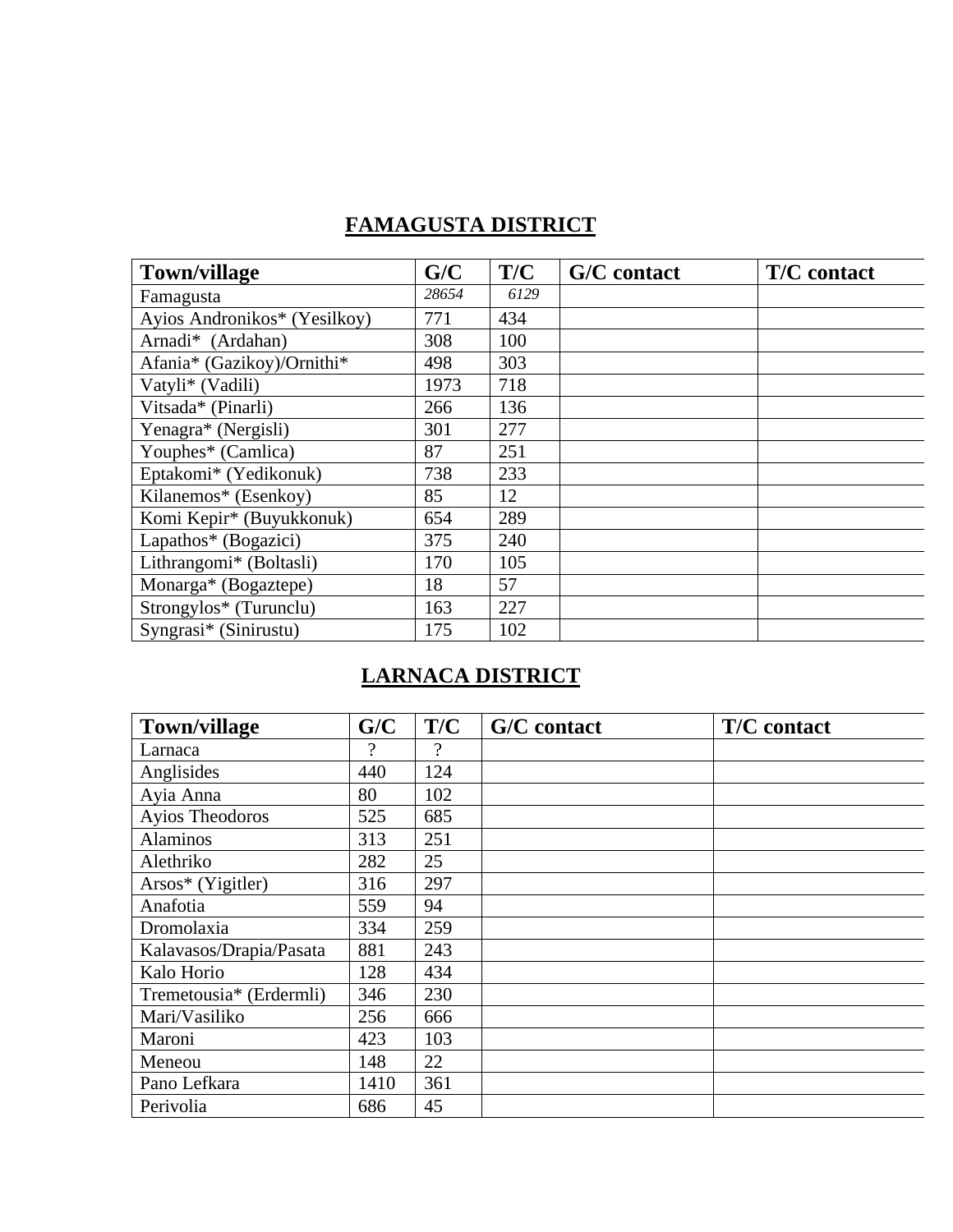## FAMAGUSTA DISTRICT

| Town/village | G/C | T/C | G/C contact | T/C contact |
|---|---|---|---|---|
| Famagusta | *28654* | *6129* | | |
| Ayios Andronikos* (Yesilkoy) | 771 | 434 | | |
| Arnadi* (Ardahan) | 308 | 100 | | |
| Afania* (Gazikoy)/Ornithi* | 498 | 303 | | |
| Vatyli* (Vadili) | 1973 | 718 | | |
| Vitsada* (Pinarli) | 266 | 136 | | |
| Yenagra* (Nergisli) | 301 | 277 | | |
| Youphes* (Camlica) | 87 | 251 | | |
| Eptakomi* (Yedikonuk) | 738 | 233 | | |
| Kilanemos* (Esenkoy) | 85 | 12 | | |
| Komi Kepir* (Buyukkonuk) | 654 | 289 | | |
| Lapathos* (Bogazici) | 375 | 240 | | |
| Lithrangomi* (Boltasli) | 170 | 105 | | |
| Monarga* (Bogaztepe) | 18 | 57 | | |
| Strongylos* (Turunclu) | 163 | 227 | | |
| Syngrasi* (Sinirustu) | 175 | 102 | | |

## LARNACA DISTRICT

| Town/village | G/C | T/C | G/C contact | T/C contact |
|---|---|---|---|---|
| Larnaca | ? | ? | | |
| Anglisides | 440 | 124 | | |
| Ayia Anna | 80 | 102 | | |
| Ayios Theodoros | 525 | 685 | | |
| Alaminos | 313 | 251 | | |
| Alethriko | 282 | 25 | | |
| Arsos* (Yigitler) | 316 | 297 | | |
| Anafotia | 559 | 94 | | |
| Dromolaxia | 334 | 259 | | |
| Kalavasos/Drapia/Pasata | 881 | 243 | | |
| Kalo Horio | 128 | 434 | | |
| Tremetousia* (Erdermli) | 346 | 230 | | |
| Mari/Vasiliko | 256 | 666 | | |
| Maroni | 423 | 103 | | |
| Meneou | 148 | 22 | | |
| Pano Lefkara | 1410 | 361 | | |
| Perivolia | 686 | 45 | | |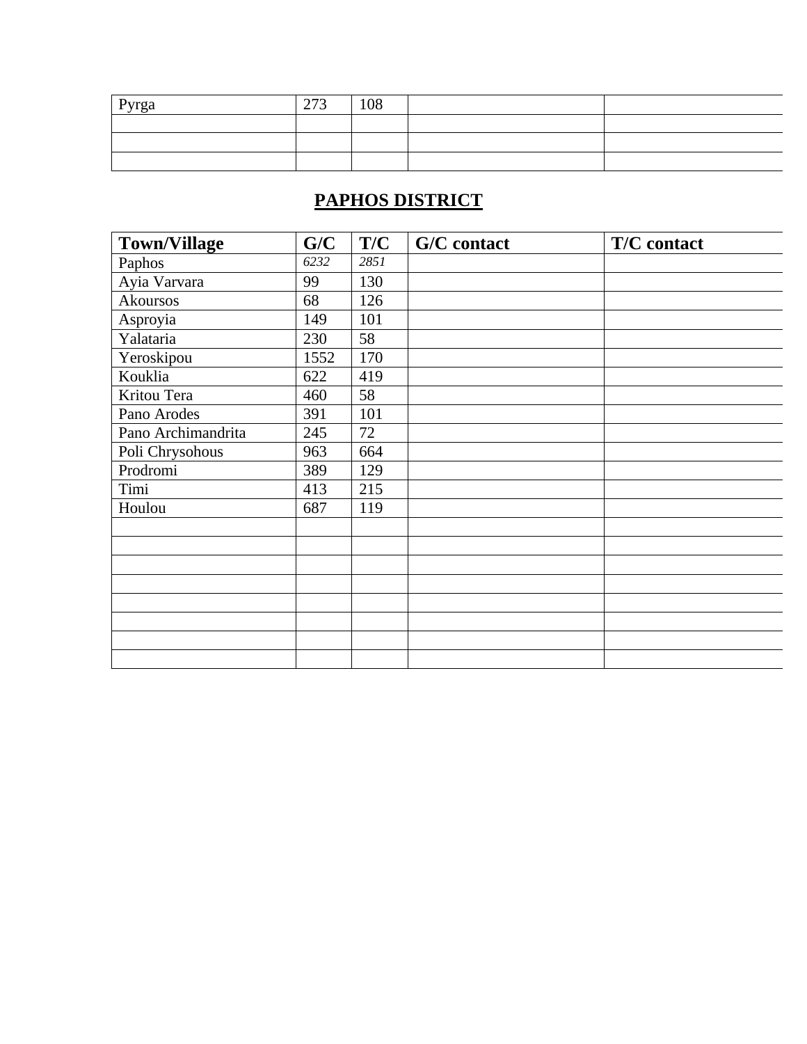| | | | | |
|---|---|---|---|---|
| Pyrga | 273 | 108 | | |
| | | | | |
| | | | | |
| | | | | |

## PAPHOS DISTRICT

| Town/Village | G/C | T/C | G/C contact | T/C contact |
|---|---|---|---|---|
| Paphos | *6232* | *2851* | | |
| Ayia Varvara | 99 | 130 | | |
| Akoursos | 68 | 126 | | |
| Asproyia | 149 | 101 | | |
| Yalataria | 230 | 58 | | |
| Yeroskipou | 1552 | 170 | | |
| Kouklia | 622 | 419 | | |
| Kritou Tera | 460 | 58 | | |
| Pano Arodes | 391 | 101 | | |
| Pano Archimandrita | 245 | 72 | | |
| Poli Chrysohous | 963 | 664 | | |
| Prodromi | 389 | 129 | | |
| Timi | 413 | 215 | | |
| Houlou | 687 | 119 | | |
| | | | | |
| | | | | |
| | | | | |
| | | | | |
| | | | | |
| | | | | |
| | | | | |
| | | | | |